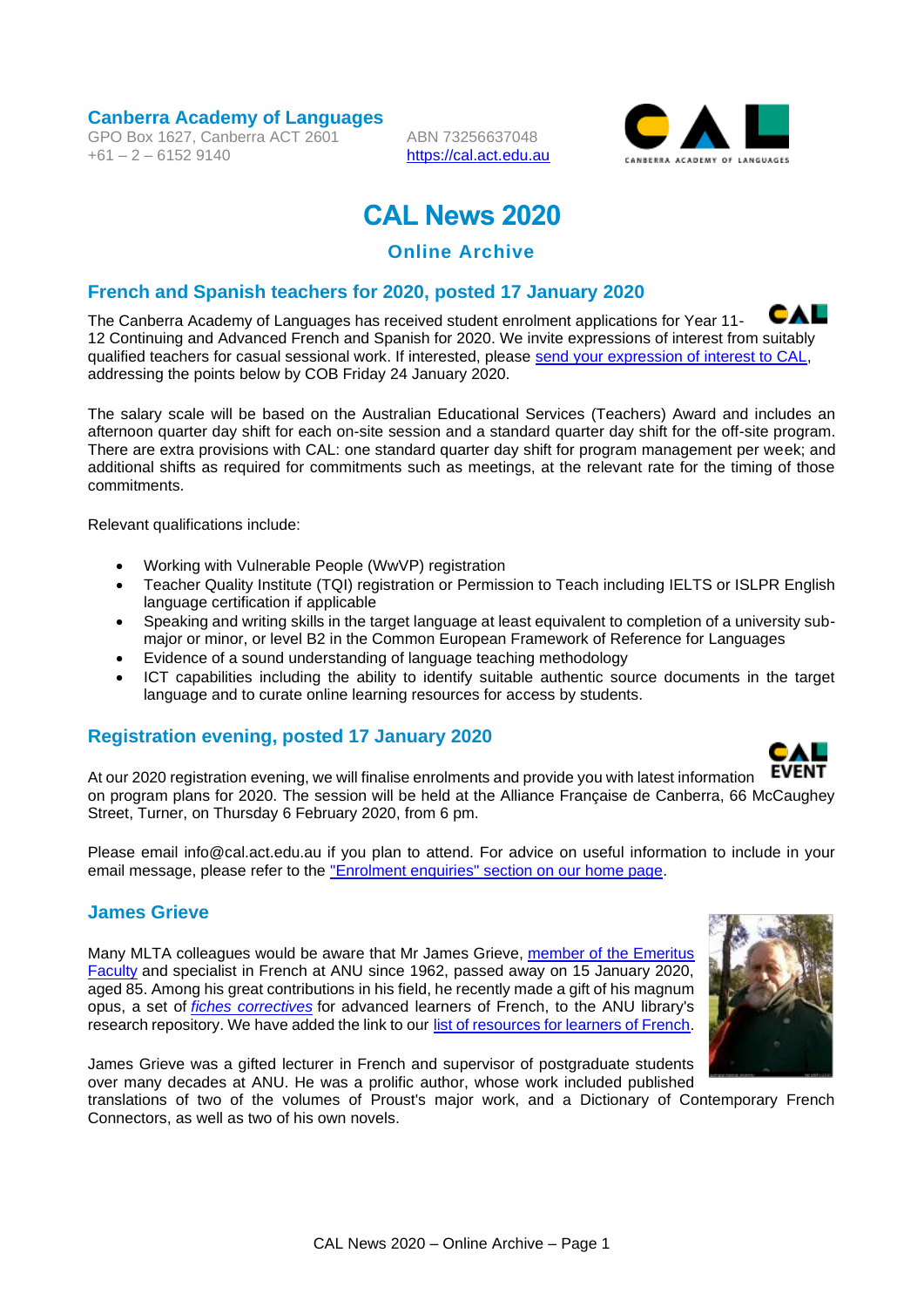**Canberra Academy of Languages**
GPO Box 1627, Canberra ACT 2601
+61 – 2 – 6152 9140

ABN 73256637048
https://cal.act.edu.au

# CAL News 2020

## Online Archive

### French and Spanish teachers for 2020, posted 17 January 2020

The Canberra Academy of Languages has received student enrolment applications for Year 11-12 Continuing and Advanced French and Spanish for 2020. We invite expressions of interest from suitably qualified teachers for casual sessional work. If interested, please send your expression of interest to CAL, addressing the points below by COB Friday 24 January 2020.

The salary scale will be based on the Australian Educational Services (Teachers) Award and includes an afternoon quarter day shift for each on-site session and a standard quarter day shift for the off-site program. There are extra provisions with CAL: one standard quarter day shift for program management per week; and additional shifts as required for commitments such as meetings, at the relevant rate for the timing of those commitments.

Relevant qualifications include:

- Working with Vulnerable People (WwVP) registration
- Teacher Quality Institute (TQI) registration or Permission to Teach including IELTS or ISLPR English language certification if applicable
- Speaking and writing skills in the target language at least equivalent to completion of a university sub-major or minor, or level B2 in the Common European Framework of Reference for Languages
- Evidence of a sound understanding of language teaching methodology
- ICT capabilities including the ability to identify suitable authentic source documents in the target language and to curate online learning resources for access by students.

### Registration evening, posted 17 January 2020

At our 2020 registration evening, we will finalise enrolments and provide you with latest information on program plans for 2020. The session will be held at the Alliance Française de Canberra, 66 McCaughey Street, Turner, on Thursday 6 February 2020, from 6 pm.

Please email info@cal.act.edu.au if you plan to attend. For advice on useful information to include in your email message, please refer to the "Enrolment enquiries" section on our home page.

### James Grieve

Many MLTA colleagues would be aware that Mr James Grieve, member of the Emeritus Faculty and specialist in French at ANU since 1962, passed away on 15 January 2020, aged 85. Among his great contributions in his field, he recently made a gift of his magnum opus, a set of *fiches correctives* for advanced learners of French, to the ANU library's research repository. We have added the link to our list of resources for learners of French.

James Grieve was a gifted lecturer in French and supervisor of postgraduate students over many decades at ANU. He was a prolific author, whose work included published translations of two of the volumes of Proust's major work, and a Dictionary of Contemporary French Connectors, as well as two of his own novels.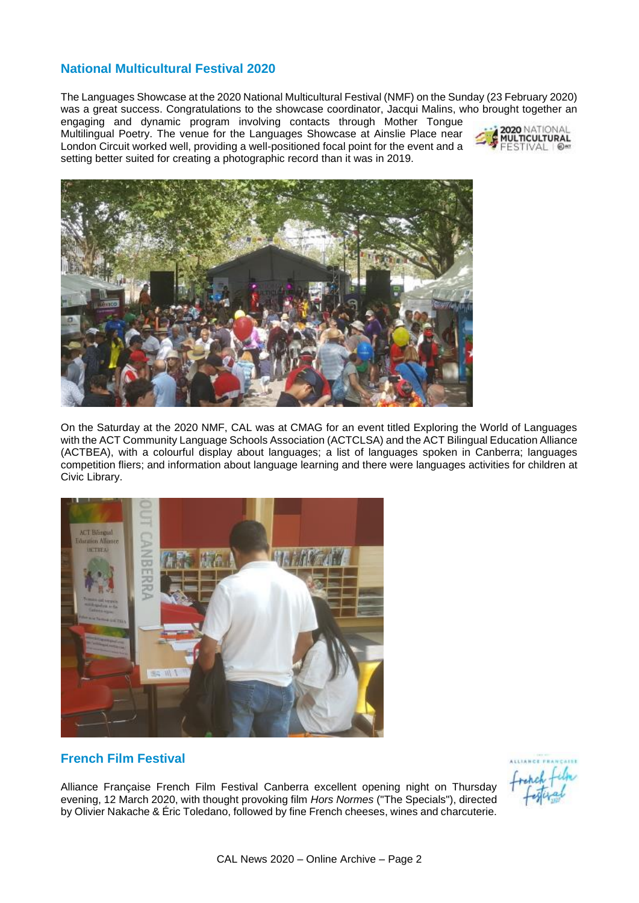## National Multicultural Festival 2020

The Languages Showcase at the 2020 National Multicultural Festival (NMF) on the Sunday (23 February 2020) was a great success. Congratulations to the showcase coordinator, Jacqui Malins, who brought together an engaging and dynamic program involving contacts through Mother Tongue Multilingual Poetry. The venue for the Languages Showcase at Ainslie Place near London Circuit worked well, providing a well-positioned focal point for the event and a setting better suited for creating a photographic record than it was in 2019.

On the Saturday at the 2020 NMF, CAL was at CMAG for an event titled Exploring the World of Languages with the ACT Community Language Schools Association (ACTCLSA) and the ACT Bilingual Education Alliance (ACTBEA), with a colourful display about languages; a list of languages spoken in Canberra; languages competition fliers; and information about language learning and there were languages activities for children at Civic Library.

## French Film Festival

Alliance Française French Film Festival Canberra excellent opening night on Thursday evening, 12 March 2020, with thought provoking film *Hors Normes* ("The Specials"), directed by Olivier Nakache & Éric Toledano, followed by fine French cheeses, wines and charcuterie.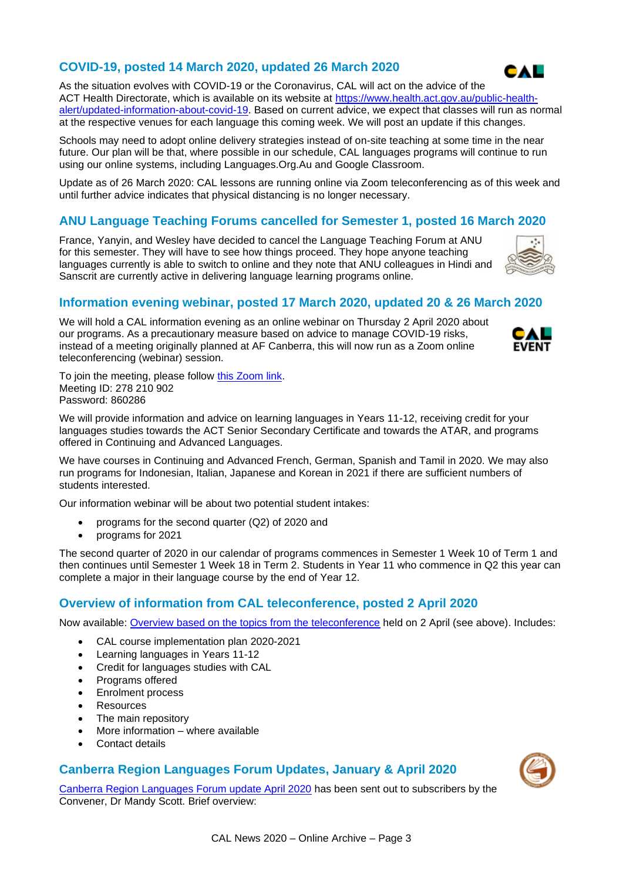## COVID-19, posted 14 March 2020, updated 26 March 2020

As the situation evolves with COVID-19 or the Coronavirus, CAL will act on the advice of the ACT Health Directorate, which is available on its website at https://www.health.act.gov.au/public-health-alert/updated-information-about-covid-19. Based on current advice, we expect that classes will run as normal at the respective venues for each language this coming week. We will post an update if this changes.

Schools may need to adopt online delivery strategies instead of on-site teaching at some time in the near future. Our plan will be that, where possible in our schedule, CAL languages programs will continue to run using our online systems, including Languages.Org.Au and Google Classroom.

Update as of 26 March 2020: CAL lessons are running online via Zoom teleconferencing as of this week and until further advice indicates that physical distancing is no longer necessary.

## ANU Language Teaching Forums cancelled for Semester 1, posted 16 March 2020

France, Yanyin, and Wesley have decided to cancel the Language Teaching Forum at ANU for this semester. They will have to see how things proceed. They hope anyone teaching languages currently is able to switch to online and they note that ANU colleagues in Hindi and Sanscrit are currently active in delivering language learning programs online.

## Information evening webinar, posted 17 March 2020, updated 20 & 26 March 2020

We will hold a CAL information evening as an online webinar on Thursday 2 April 2020 about our programs. As a precautionary measure based on advice to manage COVID-19 risks, instead of a meeting originally planned at AF Canberra, this will now run as a Zoom online teleconferencing (webinar) session.

To join the meeting, please follow this Zoom link.
Meeting ID: 278 210 902
Password: 860286

We will provide information and advice on learning languages in Years 11-12, receiving credit for your languages studies towards the ACT Senior Secondary Certificate and towards the ATAR, and programs offered in Continuing and Advanced Languages.

We have courses in Continuing and Advanced French, German, Spanish and Tamil in 2020. We may also run programs for Indonesian, Italian, Japanese and Korean in 2021 if there are sufficient numbers of students interested.

Our information webinar will be about two potential student intakes:

- programs for the second quarter (Q2) of 2020 and
- programs for 2021

The second quarter of 2020 in our calendar of programs commences in Semester 1 Week 10 of Term 1 and then continues until Semester 1 Week 18 in Term 2. Students in Year 11 who commence in Q2 this year can complete a major in their language course by the end of Year 12.

## Overview of information from CAL teleconference, posted 2 April 2020

Now available: Overview based on the topics from the teleconference held on 2 April (see above). Includes:

- CAL course implementation plan 2020-2021
- Learning languages in Years 11-12
- Credit for languages studies with CAL
- Programs offered
- Enrolment process
- Resources
- The main repository
- More information – where available
- Contact details

## Canberra Region Languages Forum Updates, January & April 2020

Canberra Region Languages Forum update April 2020 has been sent out to subscribers by the Convener, Dr Mandy Scott. Brief overview: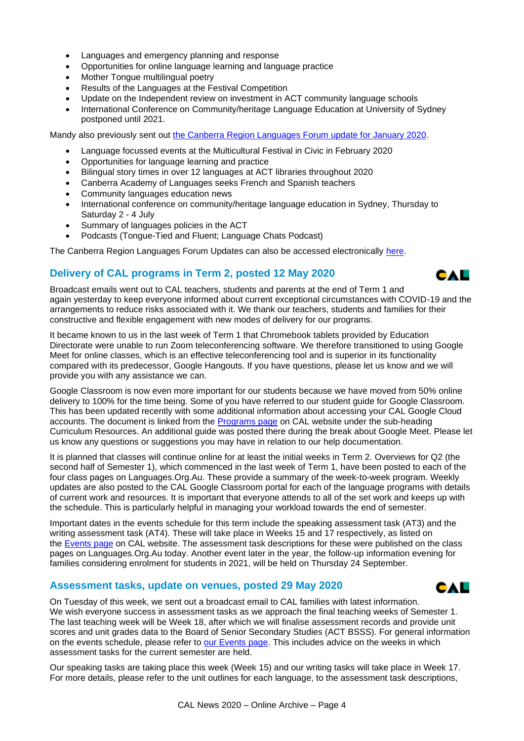- Languages and emergency planning and response
- Opportunities for online language learning and language practice
- Mother Tongue multilingual poetry
- Results of the Languages at the Festival Competition
- Update on the Independent review on investment in ACT community language schools
- International Conference on Community/heritage Language Education at University of Sydney postponed until 2021.

Mandy also previously sent out [the Canberra Region Languages Forum update for January 2020](#).

- Language focussed events at the Multicultural Festival in Civic in February 2020
- Opportunities for language learning and practice
- Bilingual story times in over 12 languages at ACT libraries throughout 2020
- Canberra Academy of Languages seeks French and Spanish teachers
- Community languages education news
- International conference on community/heritage language education in Sydney, Thursday to Saturday 2 - 4 July
- Summary of languages policies in the ACT
- Podcasts (Tongue-Tied and Fluent; Language Chats Podcast)

The Canberra Region Languages Forum Updates can also be accessed electronically [here](#).

## Delivery of CAL programs in Term 2, posted 12 May 2020

Broadcast emails went out to CAL teachers, students and parents at the end of Term 1 and again yesterday to keep everyone informed about current exceptional circumstances with COVID-19 and the arrangements to reduce risks associated with it. We thank our teachers, students and families for their constructive and flexible engagement with new modes of delivery for our programs.

It became known to us in the last week of Term 1 that Chromebook tablets provided by Education Directorate were unable to run Zoom teleconferencing software. We therefore transitioned to using Google Meet for online classes, which is an effective teleconferencing tool and is superior in its functionality compared with its predecessor, Google Hangouts. If you have questions, please let us know and we will provide you with any assistance we can.

Google Classroom is now even more important for our students because we have moved from 50% online delivery to 100% for the time being. Some of you have referred to our student guide for Google Classroom. This has been updated recently with some additional information about accessing your CAL Google Cloud accounts. The document is linked from the [Programs page](#) on CAL website under the sub-heading Curriculum Resources. An additional guide was posted there during the break about Google Meet. Please let us know any questions or suggestions you may have in relation to our help documentation.

It is planned that classes will continue online for at least the initial weeks in Term 2. Overviews for Q2 (the second half of Semester 1), which commenced in the last week of Term 1, have been posted to each of the four class pages on Languages.Org.Au. These provide a summary of the week-to-week program. Weekly updates are also posted to the CAL Google Classroom portal for each of the language programs with details of current work and resources. It is important that everyone attends to all of the set work and keeps up with the schedule. This is particularly helpful in managing your workload towards the end of semester.

Important dates in the events schedule for this term include the speaking assessment task (AT3) and the writing assessment task (AT4). These will take place in Weeks 15 and 17 respectively, as listed on the [Events page](#) on CAL website. The assessment task descriptions for these were published on the class pages on Languages.Org.Au today. Another event later in the year, the follow-up information evening for families considering enrolment for students in 2021, will be held on Thursday 24 September.

## Assessment tasks, update on venues, posted 29 May 2020

On Tuesday of this week, we sent out a broadcast email to CAL families with latest information. We wish everyone success in assessment tasks as we approach the final teaching weeks of Semester 1. The last teaching week will be Week 18, after which we will finalise assessment records and provide unit scores and unit grades data to the Board of Senior Secondary Studies (ACT BSSS). For general information on the events schedule, please refer to [our Events page](#). This includes advice on the weeks in which assessment tasks for the current semester are held.

Our speaking tasks are taking place this week (Week 15) and our writing tasks will take place in Week 17. For more details, please refer to the unit outlines for each language, to the assessment task descriptions,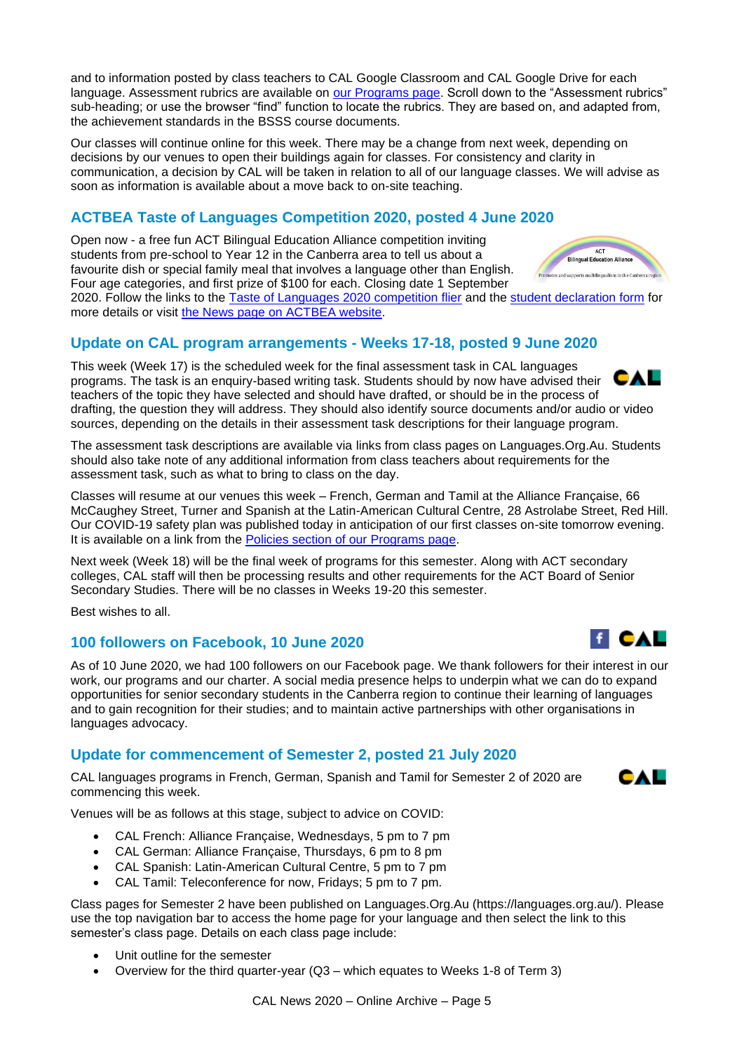and to information posted by class teachers to CAL Google Classroom and CAL Google Drive for each language. Assessment rubrics are available on [our Programs page](). Scroll down to the "Assessment rubrics" sub-heading; or use the browser "find" function to locate the rubrics. They are based on, and adapted from, the achievement standards in the BSSS course documents.

Our classes will continue online for this week. There may be a change from next week, depending on decisions by our venues to open their buildings again for classes. For consistency and clarity in communication, a decision by CAL will be taken in relation to all of our language classes. We will advise as soon as information is available about a move back to on-site teaching.

## ACTBEA Taste of Languages Competition 2020, posted 4 June 2020

Open now - a free fun ACT Bilingual Education Alliance competition inviting students from pre-school to Year 12 in the Canberra area to tell us about a favourite dish or special family meal that involves a language other than English. Four age categories, and first prize of $100 for each. Closing date 1 September 2020. Follow the links to the [Taste of Languages 2020 competition flier]() and the [student declaration form]() for more details or visit [the News page on ACTBEA website]().

## Update on CAL program arrangements - Weeks 17-18, posted 9 June 2020

This week (Week 17) is the scheduled week for the final assessment task in CAL languages programs. The task is an enquiry-based writing task. Students should by now have advised their teachers of the topic they have selected and should have drafted, or should be in the process of drafting, the question they will address. They should also identify source documents and/or audio or video sources, depending on the details in their assessment task descriptions for their language program.

The assessment task descriptions are available via links from class pages on Languages.Org.Au. Students should also take note of any additional information from class teachers about requirements for the assessment task, such as what to bring to class on the day.

Classes will resume at our venues this week – French, German and Tamil at the Alliance Française, 66 McCaughey Street, Turner and Spanish at the Latin-American Cultural Centre, 28 Astrolabe Street, Red Hill. Our COVID-19 safety plan was published today in anticipation of our first classes on-site tomorrow evening. It is available on a link from the [Policies section of our Programs page]().

Next week (Week 18) will be the final week of programs for this semester. Along with ACT secondary colleges, CAL staff will then be processing results and other requirements for the ACT Board of Senior Secondary Studies. There will be no classes in Weeks 19-20 this semester.

Best wishes to all.

## 100 followers on Facebook, 10 June 2020

As of 10 June 2020, we had 100 followers on our Facebook page. We thank followers for their interest in our work, our programs and our charter. A social media presence helps to underpin what we can do to expand opportunities for senior secondary students in the Canberra region to continue their learning of languages and to gain recognition for their studies; and to maintain active partnerships with other organisations in languages advocacy.

## Update for commencement of Semester 2, posted 21 July 2020

CAL languages programs in French, German, Spanish and Tamil for Semester 2 of 2020 are commencing this week.

Venues will be as follows at this stage, subject to advice on COVID:

- CAL French: Alliance Française, Wednesdays, 5 pm to 7 pm
- CAL German: Alliance Française, Thursdays, 6 pm to 8 pm
- CAL Spanish: Latin-American Cultural Centre, 5 pm to 7 pm
- CAL Tamil: Teleconference for now, Fridays; 5 pm to 7 pm.

Class pages for Semester 2 have been published on Languages.Org.Au (https://languages.org.au/). Please use the top navigation bar to access the home page for your language and then select the link to this semester's class page. Details on each class page include:

- Unit outline for the semester
- Overview for the third quarter-year (Q3 – which equates to Weeks 1-8 of Term 3)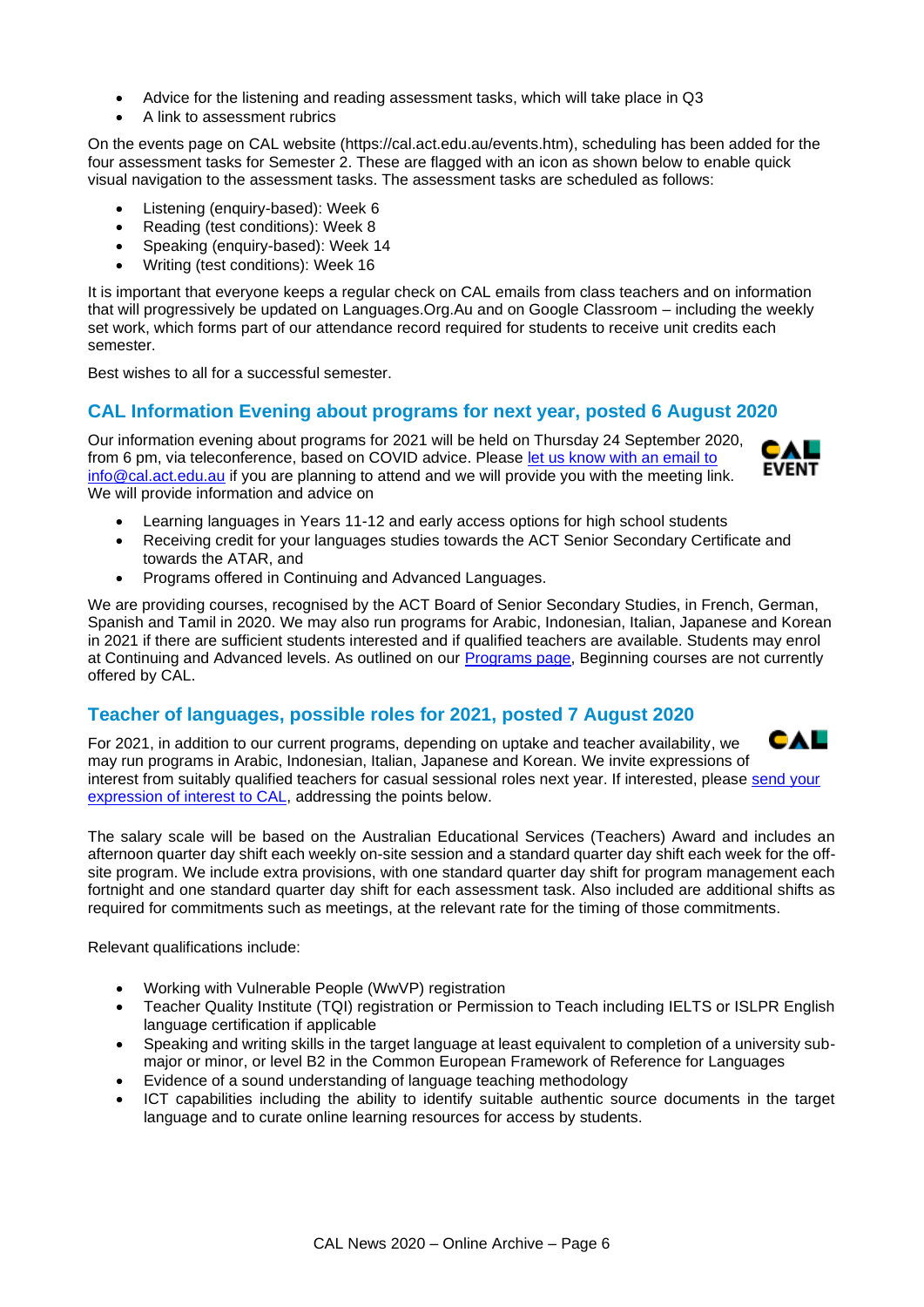- Advice for the listening and reading assessment tasks, which will take place in Q3
- A link to assessment rubrics

On the events page on CAL website (https://cal.act.edu.au/events.htm), scheduling has been added for the four assessment tasks for Semester 2. These are flagged with an icon as shown below to enable quick visual navigation to the assessment tasks. The assessment tasks are scheduled as follows:

- Listening (enquiry-based): Week 6
- Reading (test conditions): Week 8
- Speaking (enquiry-based): Week 14
- Writing (test conditions): Week 16

It is important that everyone keeps a regular check on CAL emails from class teachers and on information that will progressively be updated on Languages.Org.Au and on Google Classroom – including the weekly set work, which forms part of our attendance record required for students to receive unit credits each semester.

Best wishes to all for a successful semester.

## CAL Information Evening about programs for next year, posted 6 August 2020

Our information evening about programs for 2021 will be held on Thursday 24 September 2020, from 6 pm, via teleconference, based on COVID advice. Please let us know with an email to info@cal.act.edu.au if you are planning to attend and we will provide you with the meeting link. We will provide information and advice on

- Learning languages in Years 11-12 and early access options for high school students
- Receiving credit for your languages studies towards the ACT Senior Secondary Certificate and towards the ATAR, and
- Programs offered in Continuing and Advanced Languages.

We are providing courses, recognised by the ACT Board of Senior Secondary Studies, in French, German, Spanish and Tamil in 2020. We may also run programs for Arabic, Indonesian, Italian, Japanese and Korean in 2021 if there are sufficient students interested and if qualified teachers are available. Students may enrol at Continuing and Advanced levels. As outlined on our Programs page, Beginning courses are not currently offered by CAL.

## Teacher of languages, possible roles for 2021, posted 7 August 2020

For 2021, in addition to our current programs, depending on uptake and teacher availability, we may run programs in Arabic, Indonesian, Italian, Japanese and Korean. We invite expressions of interest from suitably qualified teachers for casual sessional roles next year. If interested, please send your expression of interest to CAL, addressing the points below.

The salary scale will be based on the Australian Educational Services (Teachers) Award and includes an afternoon quarter day shift each weekly on-site session and a standard quarter day shift each week for the off-site program. We include extra provisions, with one standard quarter day shift for program management each fortnight and one standard quarter day shift for each assessment task. Also included are additional shifts as required for commitments such as meetings, at the relevant rate for the timing of those commitments.

Relevant qualifications include:

- Working with Vulnerable People (WwVP) registration
- Teacher Quality Institute (TQI) registration or Permission to Teach including IELTS or ISLPR English language certification if applicable
- Speaking and writing skills in the target language at least equivalent to completion of a university sub-major or minor, or level B2 in the Common European Framework of Reference for Languages
- Evidence of a sound understanding of language teaching methodology
- ICT capabilities including the ability to identify suitable authentic source documents in the target language and to curate online learning resources for access by students.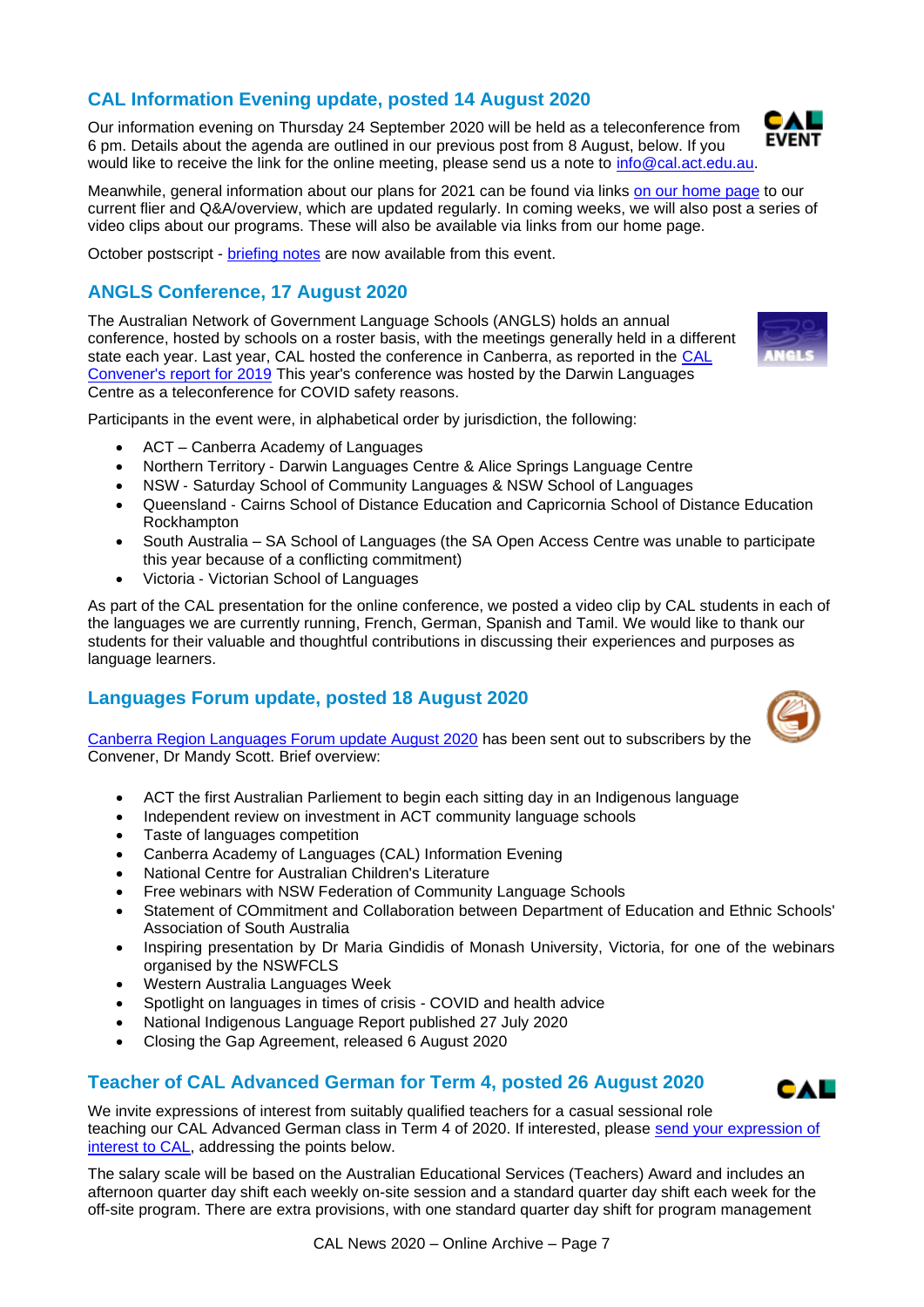## CAL Information Evening update, posted 14 August 2020

Our information evening on Thursday 24 September 2020 will be held as a teleconference from 6 pm. Details about the agenda are outlined in our previous post from 8 August, below. If you would like to receive the link for the online meeting, please send us a note to info@cal.act.edu.au.

Meanwhile, general information about our plans for 2021 can be found via links on our home page to our current flier and Q&A/overview, which are updated regularly. In coming weeks, we will also post a series of video clips about our programs. These will also be available via links from our home page.

October postscript - briefing notes are now available from this event.

## ANGLS Conference, 17 August 2020

The Australian Network of Government Language Schools (ANGLS) holds an annual conference, hosted by schools on a roster basis, with the meetings generally held in a different state each year. Last year, CAL hosted the conference in Canberra, as reported in the CAL Convener's report for 2019 This year's conference was hosted by the Darwin Languages Centre as a teleconference for COVID safety reasons.

Participants in the event were, in alphabetical order by jurisdiction, the following:

- ACT – Canberra Academy of Languages
- Northern Territory - Darwin Languages Centre & Alice Springs Language Centre
- NSW - Saturday School of Community Languages & NSW School of Languages
- Queensland - Cairns School of Distance Education and Capricornia School of Distance Education Rockhampton
- South Australia – SA School of Languages (the SA Open Access Centre was unable to participate this year because of a conflicting commitment)
- Victoria - Victorian School of Languages

As part of the CAL presentation for the online conference, we posted a video clip by CAL students in each of the languages we are currently running, French, German, Spanish and Tamil. We would like to thank our students for their valuable and thoughtful contributions in discussing their experiences and purposes as language learners.

## Languages Forum update, posted 18 August 2020

Canberra Region Languages Forum update August 2020 has been sent out to subscribers by the Convener, Dr Mandy Scott. Brief overview:

- ACT the first Australian Parliement to begin each sitting day in an Indigenous language
- Independent review on investment in ACT community language schools
- Taste of languages competition
- Canberra Academy of Languages (CAL) Information Evening
- National Centre for Australian Children's Literature
- Free webinars with NSW Federation of Community Language Schools
- Statement of COmmitment and Collaboration between Department of Education and Ethnic Schools' Association of South Australia
- Inspiring presentation by Dr Maria Gindidis of Monash University, Victoria, for one of the webinars organised by the NSWFCLS
- Western Australia Languages Week
- Spotlight on languages in times of crisis - COVID and health advice
- National Indigenous Language Report published 27 July 2020
- Closing the Gap Agreement, released 6 August 2020

## Teacher of CAL Advanced German for Term 4, posted 26 August 2020

We invite expressions of interest from suitably qualified teachers for a casual sessional role teaching our CAL Advanced German class in Term 4 of 2020. If interested, please send your expression of interest to CAL, addressing the points below.

The salary scale will be based on the Australian Educational Services (Teachers) Award and includes an afternoon quarter day shift each weekly on-site session and a standard quarter day shift each week for the off-site program. There are extra provisions, with one standard quarter day shift for program management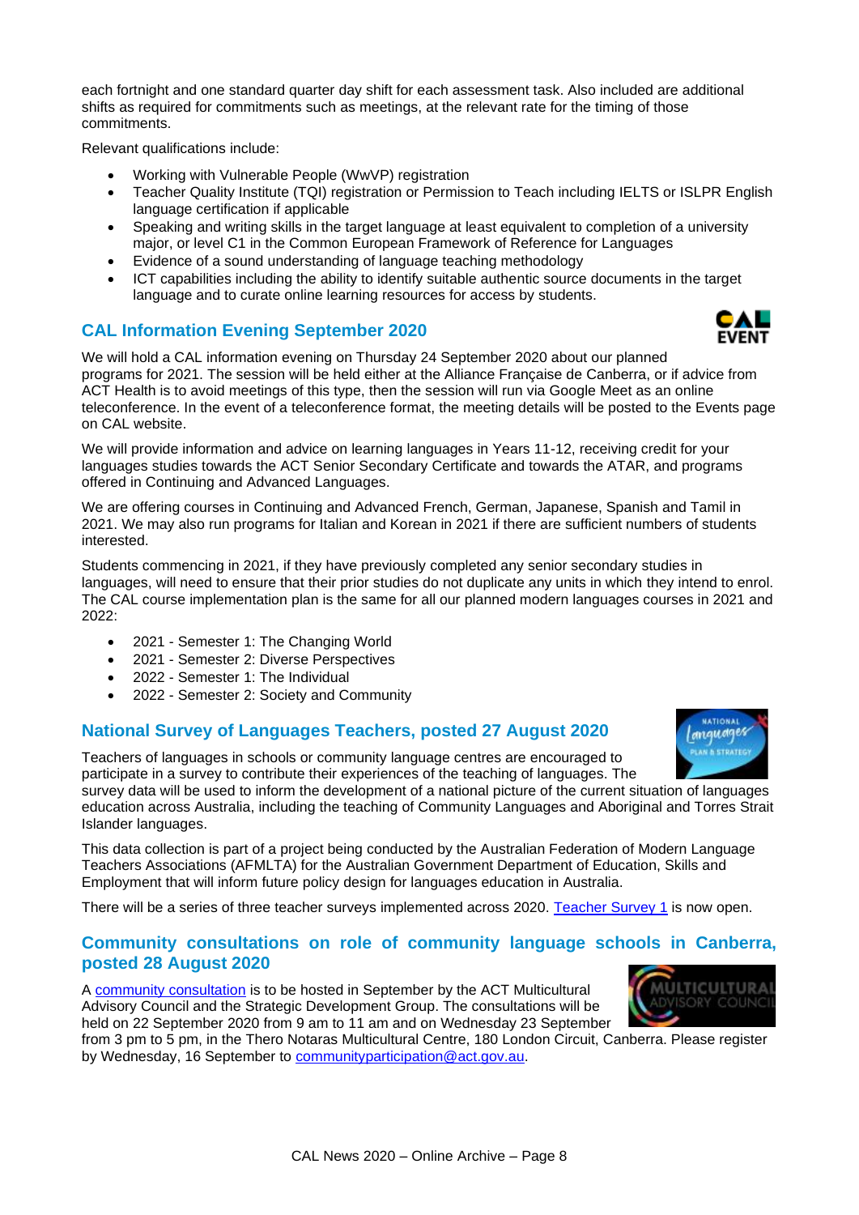each fortnight and one standard quarter day shift for each assessment task. Also included are additional shifts as required for commitments such as meetings, at the relevant rate for the timing of those commitments.

Relevant qualifications include:

- Working with Vulnerable People (WwVP) registration
- Teacher Quality Institute (TQI) registration or Permission to Teach including IELTS or ISLPR English language certification if applicable
- Speaking and writing skills in the target language at least equivalent to completion of a university major, or level C1 in the Common European Framework of Reference for Languages
- Evidence of a sound understanding of language teaching methodology
- ICT capabilities including the ability to identify suitable authentic source documents in the target language and to curate online learning resources for access by students.

## CAL Information Evening September 2020

We will hold a CAL information evening on Thursday 24 September 2020 about our planned programs for 2021. The session will be held either at the Alliance Française de Canberra, or if advice from ACT Health is to avoid meetings of this type, then the session will run via Google Meet as an online teleconference. In the event of a teleconference format, the meeting details will be posted to the Events page on CAL website.

We will provide information and advice on learning languages in Years 11-12, receiving credit for your languages studies towards the ACT Senior Secondary Certificate and towards the ATAR, and programs offered in Continuing and Advanced Languages.

We are offering courses in Continuing and Advanced French, German, Japanese, Spanish and Tamil in 2021. We may also run programs for Italian and Korean in 2021 if there are sufficient numbers of students interested.

Students commencing in 2021, if they have previously completed any senior secondary studies in languages, will need to ensure that their prior studies do not duplicate any units in which they intend to enrol. The CAL course implementation plan is the same for all our planned modern languages courses in 2021 and 2022:

- 2021 - Semester 1: The Changing World
- 2021 - Semester 2: Diverse Perspectives
- 2022 - Semester 1: The Individual
- 2022 - Semester 2: Society and Community

## National Survey of Languages Teachers, posted 27 August 2020

Teachers of languages in schools or community language centres are encouraged to participate in a survey to contribute their experiences of the teaching of languages. The survey data will be used to inform the development of a national picture of the current situation of languages education across Australia, including the teaching of Community Languages and Aboriginal and Torres Strait Islander languages.

This data collection is part of a project being conducted by the Australian Federation of Modern Language Teachers Associations (AFMLTA) for the Australian Government Department of Education, Skills and Employment that will inform future policy design for languages education in Australia.

There will be a series of three teacher surveys implemented across 2020. Teacher Survey 1 is now open.

## Community consultations on role of community language schools in Canberra, posted 28 August 2020

A community consultation is to be hosted in September by the ACT Multicultural Advisory Council and the Strategic Development Group. The consultations will be held on 22 September 2020 from 9 am to 11 am and on Wednesday 23 September from 3 pm to 5 pm, in the Thero Notaras Multicultural Centre, 180 London Circuit, Canberra. Please register by Wednesday, 16 September to communityparticipation@act.gov.au.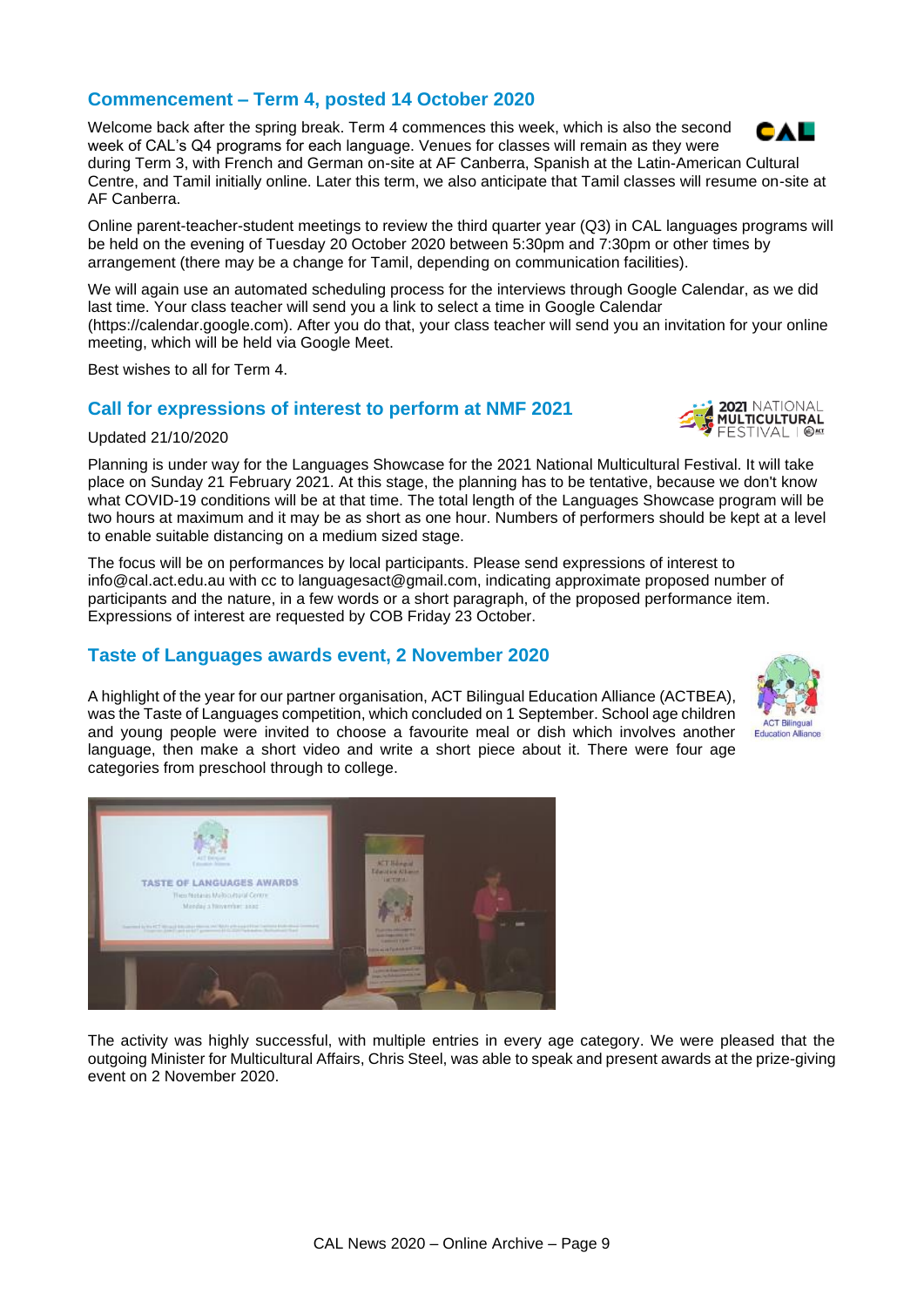## Commencement – Term 4, posted 14 October 2020

Welcome back after the spring break. Term 4 commences this week, which is also the second week of CAL's Q4 programs for each language. Venues for classes will remain as they were during Term 3, with French and German on-site at AF Canberra, Spanish at the Latin-American Cultural Centre, and Tamil initially online. Later this term, we also anticipate that Tamil classes will resume on-site at AF Canberra.

Online parent-teacher-student meetings to review the third quarter year (Q3) in CAL languages programs will be held on the evening of Tuesday 20 October 2020 between 5:30pm and 7:30pm or other times by arrangement (there may be a change for Tamil, depending on communication facilities).

We will again use an automated scheduling process for the interviews through Google Calendar, as we did last time. Your class teacher will send you a link to select a time in Google Calendar (https://calendar.google.com). After you do that, your class teacher will send you an invitation for your online meeting, which will be held via Google Meet.

Best wishes to all for Term 4.

## Call for expressions of interest to perform at NMF 2021

Updated 21/10/2020

Planning is under way for the Languages Showcase for the 2021 National Multicultural Festival. It will take place on Sunday 21 February 2021. At this stage, the planning has to be tentative, because we don't know what COVID-19 conditions will be at that time. The total length of the Languages Showcase program will be two hours at maximum and it may be as short as one hour. Numbers of performers should be kept at a level to enable suitable distancing on a medium sized stage.

The focus will be on performances by local participants. Please send expressions of interest to info@cal.act.edu.au with cc to languagesact@gmail.com, indicating approximate proposed number of participants and the nature, in a few words or a short paragraph, of the proposed performance item. Expressions of interest are requested by COB Friday 23 October.

## Taste of Languages awards event, 2 November 2020

A highlight of the year for our partner organisation, ACT Bilingual Education Alliance (ACTBEA), was the Taste of Languages competition, which concluded on 1 September. School age children and young people were invited to choose a favourite meal or dish which involves another language, then make a short video and write a short piece about it. There were four age categories from preschool through to college.

The activity was highly successful, with multiple entries in every age category. We were pleased that the outgoing Minister for Multicultural Affairs, Chris Steel, was able to speak and present awards at the prize-giving event on 2 November 2020.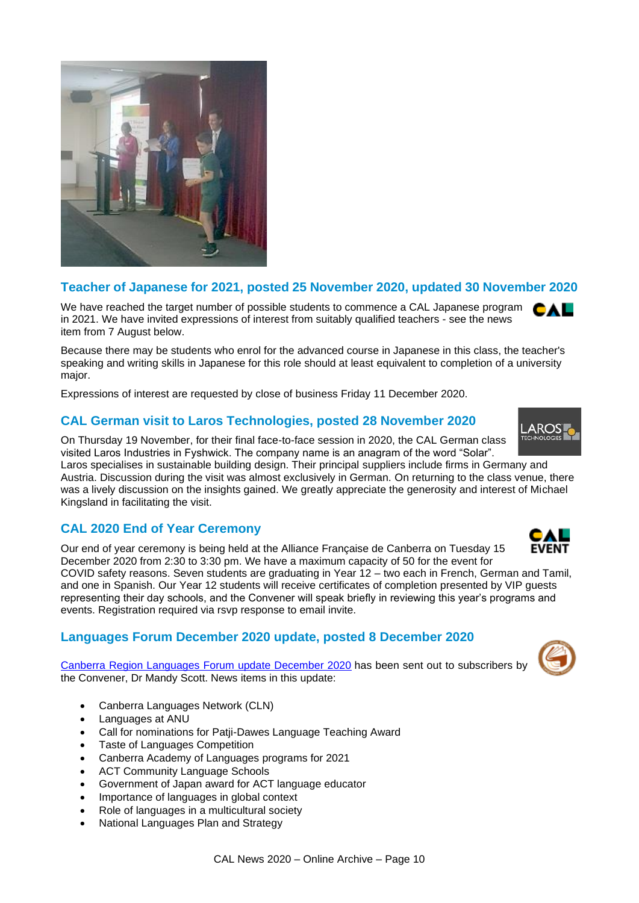## Teacher of Japanese for 2021, posted 25 November 2020, updated 30 November 2020

We have reached the target number of possible students to commence a CAL Japanese program in 2021. We have invited expressions of interest from suitably qualified teachers - see the news item from 7 August below.

Because there may be students who enrol for the advanced course in Japanese in this class, the teacher's speaking and writing skills in Japanese for this role should at least equivalent to completion of a university major.

Expressions of interest are requested by close of business Friday 11 December 2020.

## CAL German visit to Laros Technologies, posted 28 November 2020

On Thursday 19 November, for their final face-to-face session in 2020, the CAL German class visited Laros Industries in Fyshwick. The company name is an anagram of the word "Solar". Laros specialises in sustainable building design. Their principal suppliers include firms in Germany and Austria. Discussion during the visit was almost exclusively in German. On returning to the class venue, there was a lively discussion on the insights gained. We greatly appreciate the generosity and interest of Michael Kingsland in facilitating the visit.

## CAL 2020 End of Year Ceremony

Our end of year ceremony is being held at the Alliance Française de Canberra on Tuesday 15 December 2020 from 2:30 to 3:30 pm. We have a maximum capacity of 50 for the event for COVID safety reasons. Seven students are graduating in Year 12 – two each in French, German and Tamil, and one in Spanish. Our Year 12 students will receive certificates of completion presented by VIP guests representing their day schools, and the Convener will speak briefly in reviewing this year's programs and events. Registration required via rsvp response to email invite.

## Languages Forum December 2020 update, posted 8 December 2020

Canberra Region Languages Forum update December 2020 has been sent out to subscribers by the Convener, Dr Mandy Scott. News items in this update:

- Canberra Languages Network (CLN)
- Languages at ANU
- Call for nominations for Patji-Dawes Language Teaching Award
- Taste of Languages Competition
- Canberra Academy of Languages programs for 2021
- ACT Community Language Schools
- Government of Japan award for ACT language educator
- Importance of languages in global context
- Role of languages in a multicultural society
- National Languages Plan and Strategy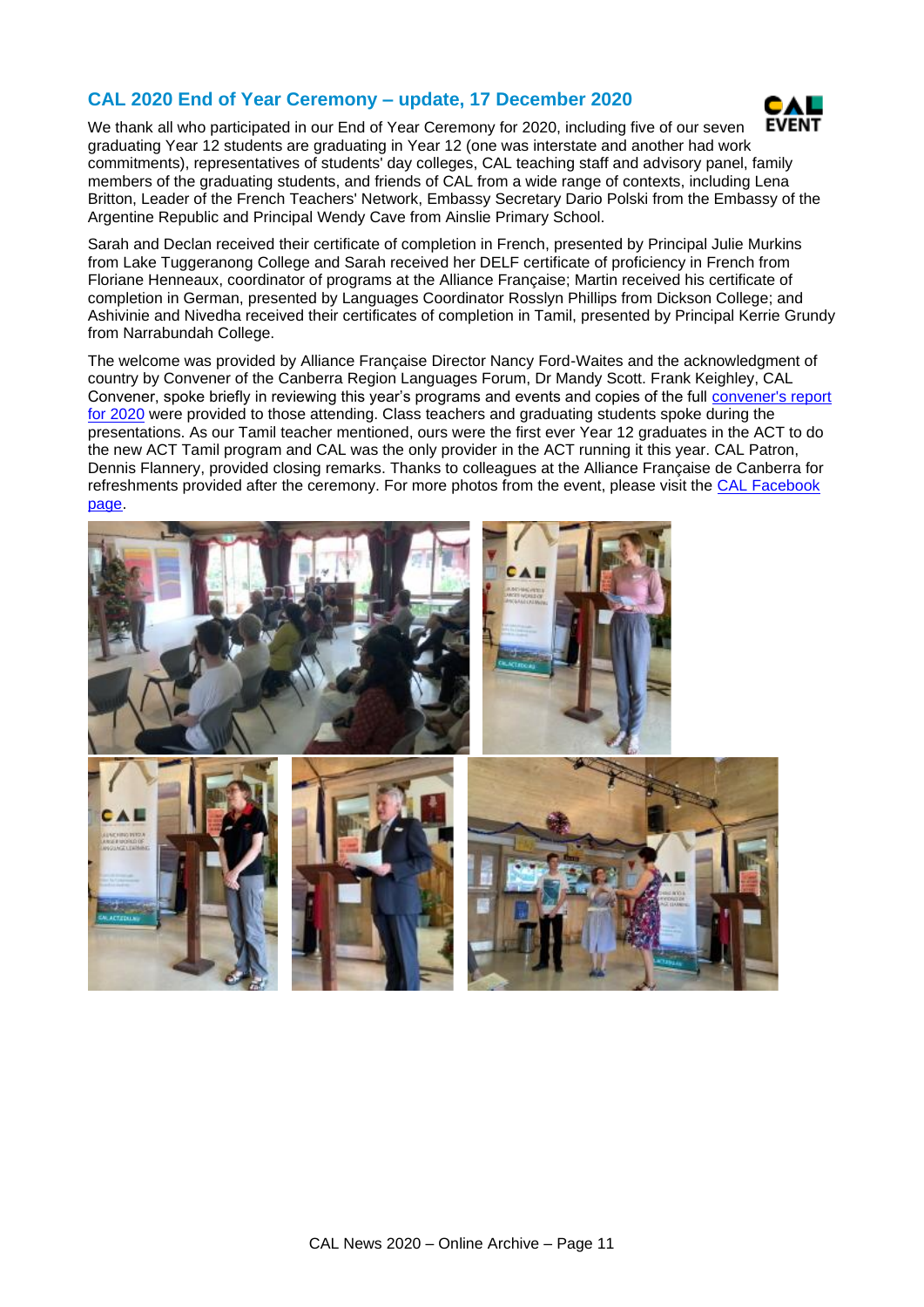## CAL 2020 End of Year Ceremony – update, 17 December 2020

We thank all who participated in our End of Year Ceremony for 2020, including five of our seven graduating Year 12 students are graduating in Year 12 (one was interstate and another had work commitments), representatives of students' day colleges, CAL teaching staff and advisory panel, family members of the graduating students, and friends of CAL from a wide range of contexts, including Lena Britton, Leader of the French Teachers' Network, Embassy Secretary Dario Polski from the Embassy of the Argentine Republic and Principal Wendy Cave from Ainslie Primary School.

Sarah and Declan received their certificate of completion in French, presented by Principal Julie Murkins from Lake Tuggeranong College and Sarah received her DELF certificate of proficiency in French from Floriane Henneaux, coordinator of programs at the Alliance Française; Martin received his certificate of completion in German, presented by Languages Coordinator Rosslyn Phillips from Dickson College; and Ashivinie and Nivedha received their certificates of completion in Tamil, presented by Principal Kerrie Grundy from Narrabundah College.

The welcome was provided by Alliance Française Director Nancy Ford-Waites and the acknowledgment of country by Convener of the Canberra Region Languages Forum, Dr Mandy Scott. Frank Keighley, CAL Convener, spoke briefly in reviewing this year's programs and events and copies of the full [convener's report for 2020] were provided to those attending. Class teachers and graduating students spoke during the presentations. As our Tamil teacher mentioned, ours were the first ever Year 12 graduates in the ACT to do the new ACT Tamil program and CAL was the only provider in the ACT running it this year. CAL Patron, Dennis Flannery, provided closing remarks. Thanks to colleagues at the Alliance Française de Canberra for refreshments provided after the ceremony. For more photos from the event, please visit the [CAL Facebook page].